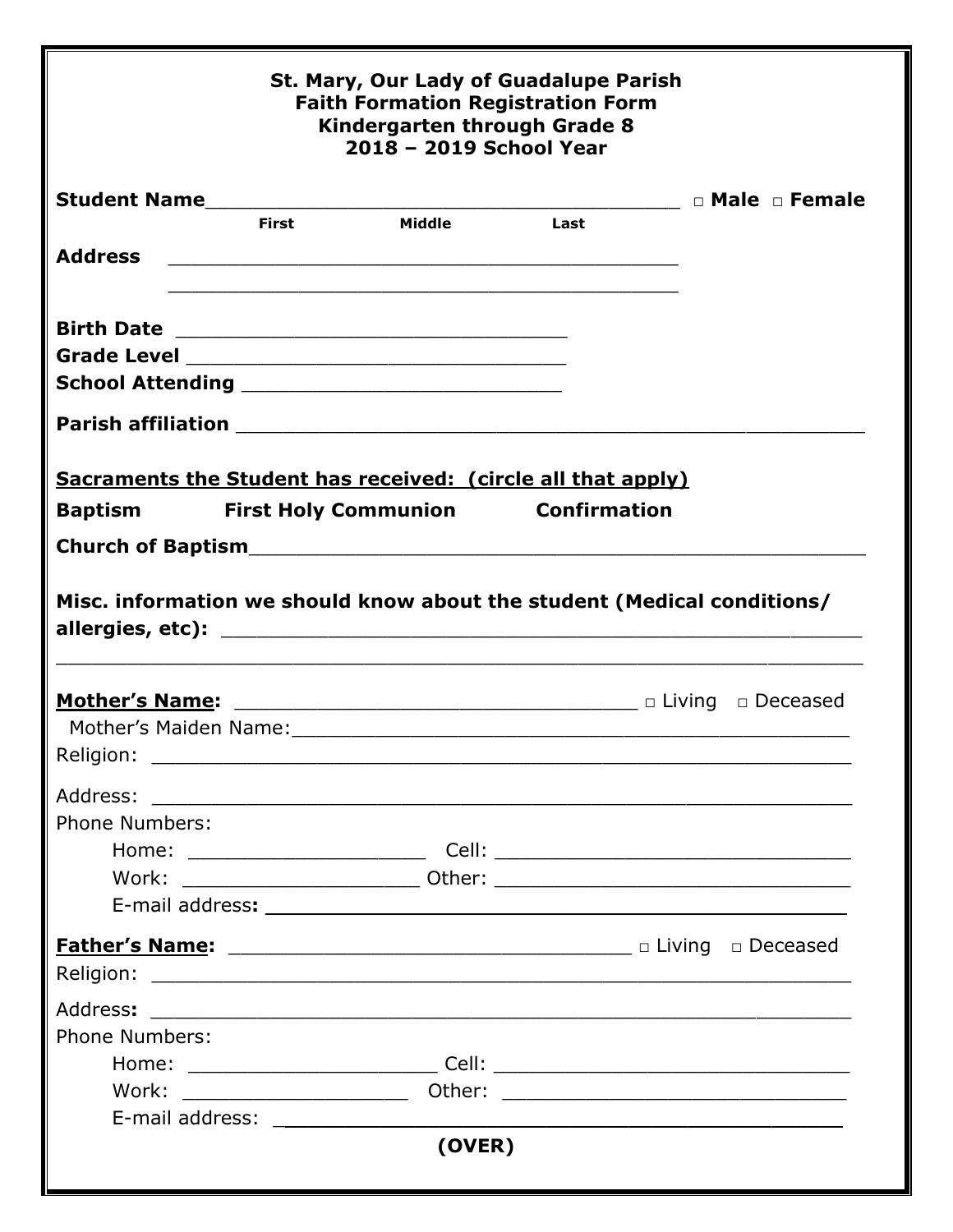# St. Mary, Our Lady of Guadalupe Parish
## Faith Formation Registration Form
## Kindergarten through Grade 8
## 2018 – 2019 School Year

**Student Name**_________________________________________ □ **Male** □ **Female**
First Middle Last

**Address** ____________________________________________
____________________________________________

**Birth Date** __________________________________

**Grade Level** _________________________________

**School Attending** ___________________________

**Parish affiliation** ______________________________________________________

**<u>Sacraments the Student has received: (circle all that apply)</u>**

**Baptism** **First Holy Communion** **Confirmation**

**Church of Baptism**______________________________________________________

**Misc. information we should know about the student (Medical conditions/ allergies, etc):** ______________________________________________________
______________________________________________________________________

**<u>Mother's Name</u>:** __________________________________ □ Living □ Deceased

Mother's Maiden Name:__________________________________________________

Religion: ____________________________________________________________

Address: ____________________________________________________________

Phone Numbers:

Home: ____________________ Cell: ______________________________

Work: ____________________ Other: _____________________________

E-mail address: ______________________________________________________

**<u>Father's Name</u>:** __________________________________ □ Living □ Deceased

Religion: ____________________________________________________________

Address: ____________________________________________________________

Phone Numbers:

Home: _____________________ Cell: ______________________________

Work: ____________________ Other: _____________________________

E-mail address: ______________________________________________________

**(OVER)**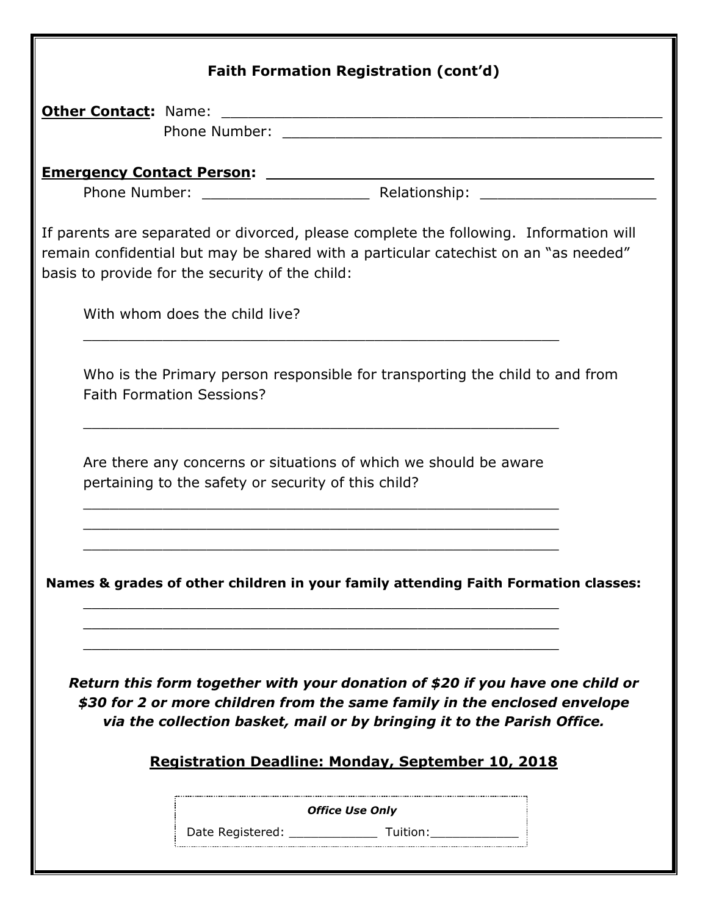### Faith Formation Registration (cont'd)

**Other Contact:** Name: ____________________________________________

Phone Number: ____________________________________________

**Emergency Contact Person:** ____________________________________________

Phone Number: ___________________ Relationship: ____________________

If parents are separated or divorced, please complete the following. Information will remain confidential but may be shared with a particular catechist on an "as needed" basis to provide for the security of the child:

With whom does the child live?

________________________________________________________

Who is the Primary person responsible for transporting the child to and from Faith Formation Sessions?

________________________________________________________

Are there any concerns or situations of which we should be aware pertaining to the safety or security of this child?

________________________________________________________

________________________________________________________

________________________________________________________

**Names & grades of other children in your family attending Faith Formation classes:**

________________________________________________________

________________________________________________________

________________________________________________________

***Return this form together with your donation of $20 if you have one child or $30 for 2 or more children from the same family in the enclosed envelope via the collection basket, mail or by bringing it to the Parish Office.***

**Registration Deadline: Monday, September 10, 2018**

***Office Use Only***

Date Registered: ____________ Tuition: ____________